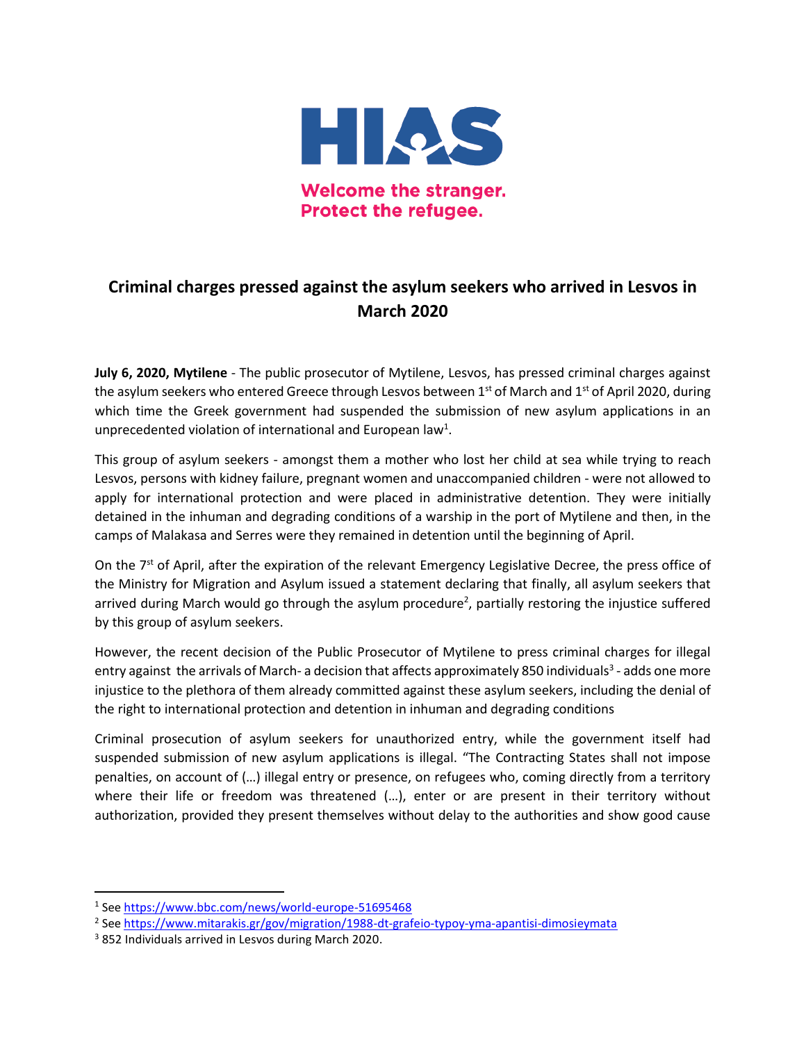HIAS

Welcome the stranger.
Protect the refugee.

# Criminal charges pressed against the asylum seekers who arrived in Lesvos in March 2020

**July 6, 2020, Mytilene** - The public prosecutor of Mytilene, Lesvos, has pressed criminal charges against the asylum seekers who entered Greece through Lesvos between 1st of March and 1st of April 2020, during which time the Greek government had suspended the submission of new asylum applications in an unprecedented violation of international and European law[1].

This group of asylum seekers - amongst them a mother who lost her child at sea while trying to reach Lesvos, persons with kidney failure, pregnant women and unaccompanied children - were not allowed to apply for international protection and were placed in administrative detention. They were initially detained in the inhuman and degrading conditions of a warship in the port of Mytilene and then, in the camps of Malakasa and Serres were they remained in detention until the beginning of April.

On the 7th of April, after the expiration of the relevant Emergency Legislative Decree, the press office of the Ministry for Migration and Asylum issued a statement declaring that finally, all asylum seekers that arrived during March would go through the asylum procedure[2], partially restoring the injustice suffered by this group of asylum seekers.

However, the recent decision of the Public Prosecutor of Mytilene to press criminal charges for illegal entry against the arrivals of March- a decision that affects approximately 850 individuals[3] - adds one more injustice to the plethora of them already committed against these asylum seekers, including the denial of the right to international protection and detention in inhuman and degrading conditions

Criminal prosecution of asylum seekers for unauthorized entry, while the government itself had suspended submission of new asylum applications is illegal. "The Contracting States shall not impose penalties, on account of (…) illegal entry or presence, on refugees who, coming directly from a territory where their life or freedom was threatened (…), enter or are present in their territory without authorization, provided they present themselves without delay to the authorities and show good cause

---

[1] See https://www.bbc.com/news/world-europe-51695468

[2] See https://www.mitarakis.gr/gov/migration/1988-dt-grafeio-typoy-yma-apantisi-dimosieymata

[3] 852 Individuals arrived in Lesvos during March 2020.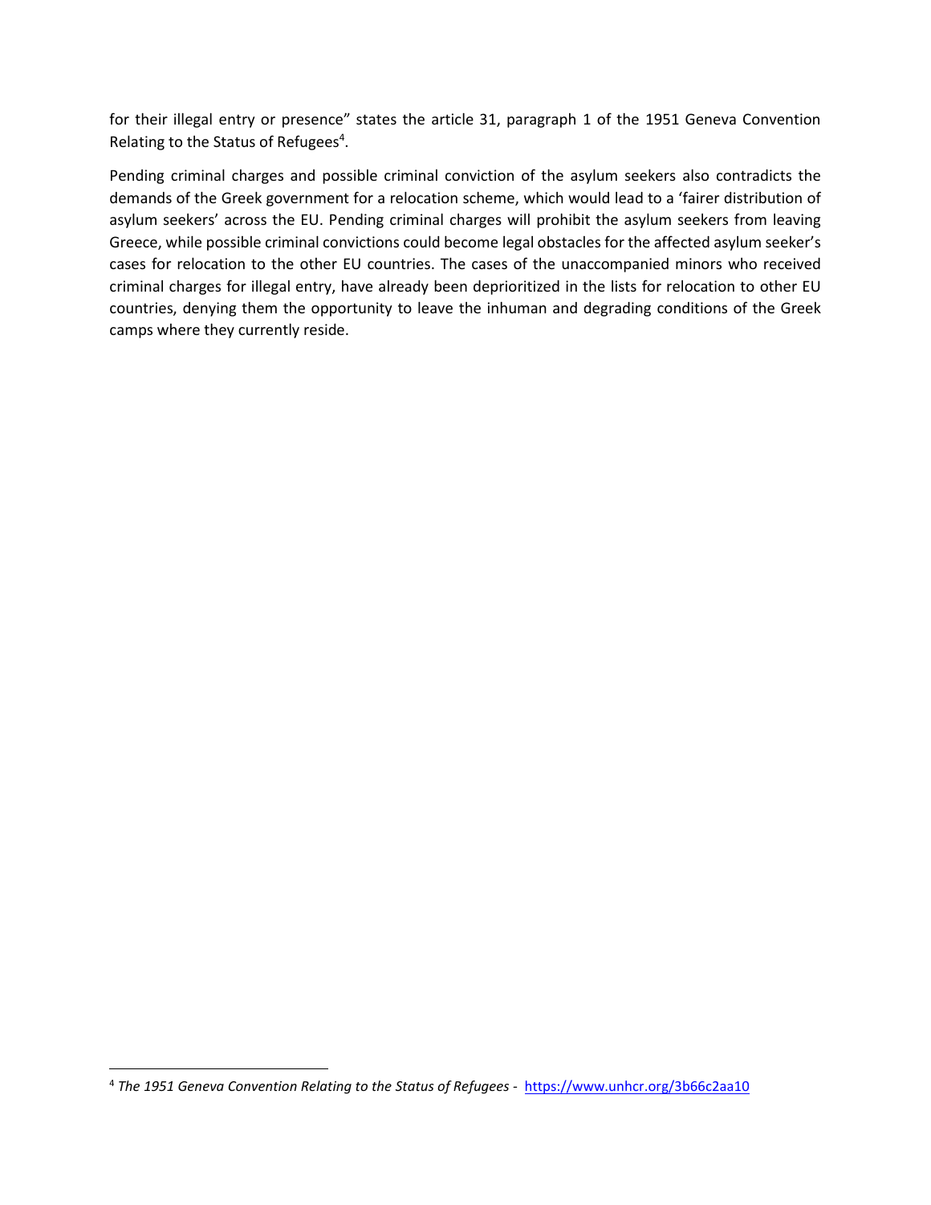for their illegal entry or presence" states the article 31, paragraph 1 of the 1951 Geneva Convention Relating to the Status of Refugees[4].

Pending criminal charges and possible criminal conviction of the asylum seekers also contradicts the demands of the Greek government for a relocation scheme, which would lead to a 'fairer distribution of asylum seekers' across the EU. Pending criminal charges will prohibit the asylum seekers from leaving Greece, while possible criminal convictions could become legal obstacles for the affected asylum seeker's cases for relocation to the other EU countries. The cases of the unaccompanied minors who received criminal charges for illegal entry, have already been deprioritized in the lists for relocation to other EU countries, denying them the opportunity to leave the inhuman and degrading conditions of the Greek camps where they currently reside.

---

[4] *The 1951 Geneva Convention Relating to the Status of Refugees* - https://www.unhcr.org/3b66c2aa10